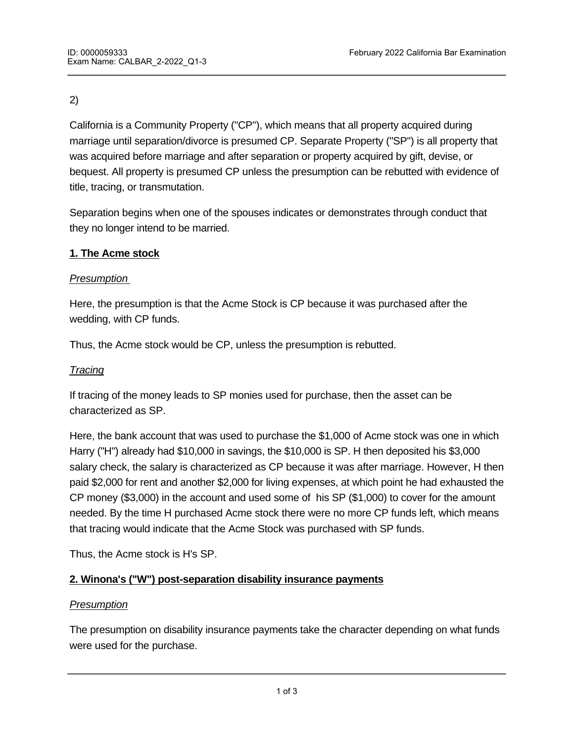2)

California is a Community Property ("CP"), which means that all property acquired during marriage until separation/divorce is presumed CP. Separate Property ("SP") is all property that was acquired before marriage and after separation or property acquired by gift, devise, or bequest. All property is presumed CP unless the presumption can be rebutted with evidence of title, tracing, or transmutation.

Separation begins when one of the spouses indicates or demonstrates through conduct that they no longer intend to be married.

**1. The Acme stock**

*Presumption*

Here, the presumption is that the Acme Stock is CP because it was purchased after the wedding, with CP funds.

Thus, the Acme stock would be CP, unless the presumption is rebutted.

*Tracing*

If tracing of the money leads to SP monies used for purchase, then the asset can be characterized as SP.

Here, the bank account that was used to purchase the $1,000 of Acme stock was one in which Harry ("H") already had $10,000 in savings, the $10,000 is SP. H then deposited his $3,000 salary check, the salary is characterized as CP because it was after marriage. However, H then paid $2,000 for rent and another $2,000 for living expenses, at which point he had exhausted the CP money ($3,000) in the account and used some of his SP ($1,000) to cover for the amount needed. By the time H purchased Acme stock there were no more CP funds left, which means that tracing would indicate that the Acme Stock was purchased with SP funds.

Thus, the Acme stock is H's SP.

**2. Winona's ("W") post-separation disability insurance payments**

*Presumption*

The presumption on disability insurance payments take the character depending on what funds were used for the purchase.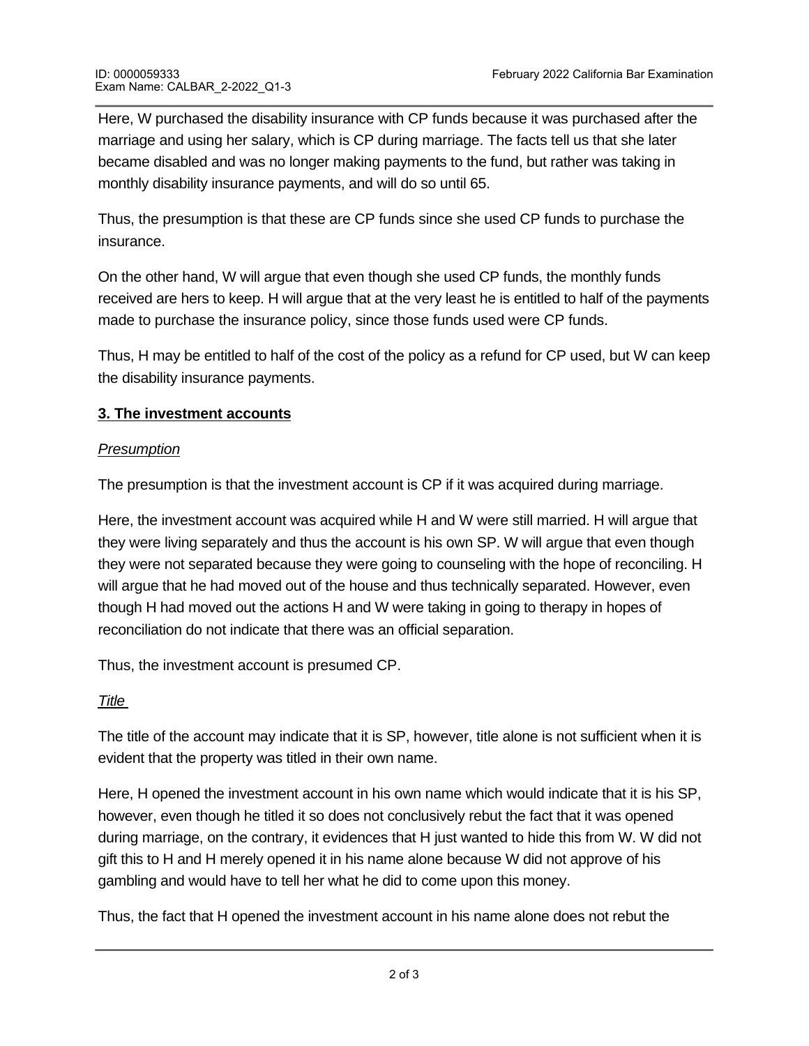Here, W purchased the disability insurance with CP funds because it was purchased after the marriage and using her salary, which is CP during marriage. The facts tell us that she later became disabled and was no longer making payments to the fund, but rather was taking in monthly disability insurance payments, and will do so until 65.

Thus, the presumption is that these are CP funds since she used CP funds to purchase the insurance.

On the other hand, W will argue that even though she used CP funds, the monthly funds received are hers to keep. H will argue that at the very least he is entitled to half of the payments made to purchase the insurance policy, since those funds used were CP funds.

Thus, H may be entitled to half of the cost of the policy as a refund for CP used, but W can keep the disability insurance payments.

**3. The investment accounts**

*Presumption*

The presumption is that the investment account is CP if it was acquired during marriage.

Here, the investment account was acquired while H and W were still married. H will argue that they were living separately and thus the account is his own SP. W will argue that even though they were not separated because they were going to counseling with the hope of reconciling. H will argue that he had moved out of the house and thus technically separated. However, even though H had moved out the actions H and W were taking in going to therapy in hopes of reconciliation do not indicate that there was an official separation.

Thus, the investment account is presumed CP.

*Title*

The title of the account may indicate that it is SP, however, title alone is not sufficient when it is evident that the property was titled in their own name.

Here, H opened the investment account in his own name which would indicate that it is his SP, however, even though he titled it so does not conclusively rebut the fact that it was opened during marriage, on the contrary, it evidences that H just wanted to hide this from W. W did not gift this to H and H merely opened it in his name alone because W did not approve of his gambling and would have to tell her what he did to come upon this money.

Thus, the fact that H opened the investment account in his name alone does not rebut the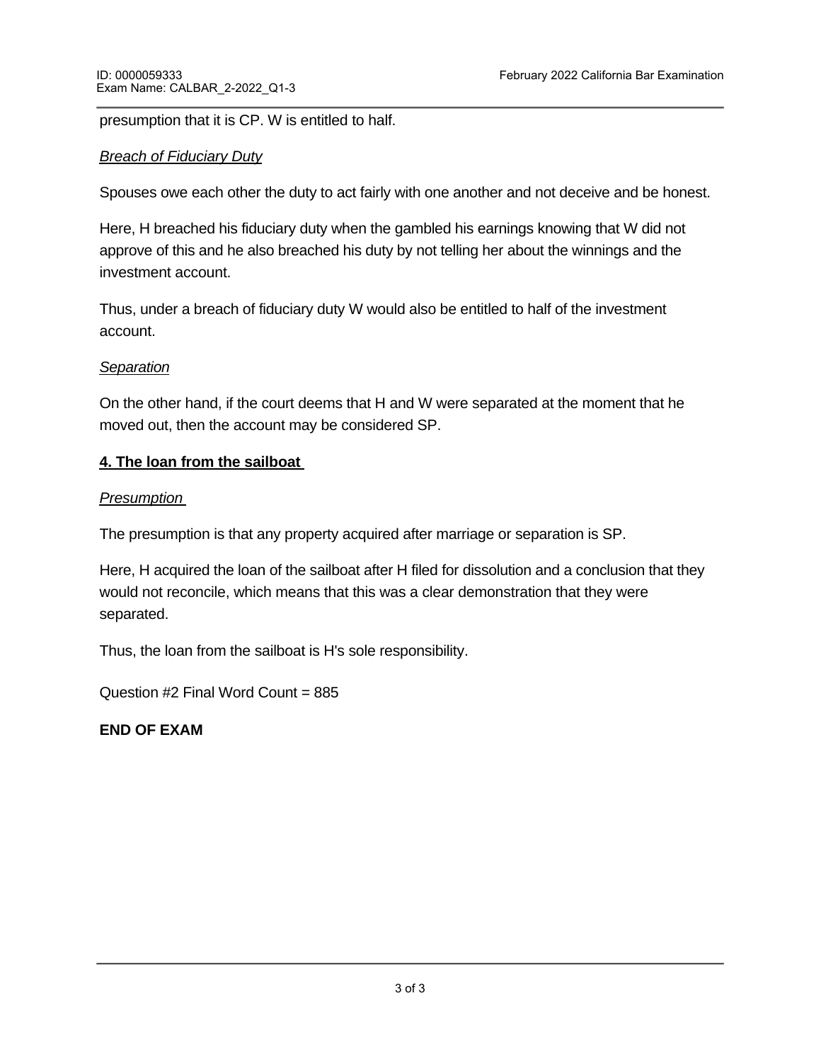presumption that it is CP. W is entitled to half.

*Breach of Fiduciary Duty*

Spouses owe each other the duty to act fairly with one another and not deceive and be honest.

Here, H breached his fiduciary duty when the gambled his earnings knowing that W did not approve of this and he also breached his duty by not telling her about the winnings and the investment account.

Thus, under a breach of fiduciary duty W would also be entitled to half of the investment account.

*Separation*

On the other hand, if the court deems that H and W were separated at the moment that he moved out, then the account may be considered SP.

**4. The loan from the sailboat**

*Presumption*

The presumption is that any property acquired after marriage or separation is SP.

Here, H acquired the loan of the sailboat after H filed for dissolution and a conclusion that they would not reconcile, which means that this was a clear demonstration that they were separated.

Thus, the loan from the sailboat is H's sole responsibility.

Question #2 Final Word Count = 885

**END OF EXAM**